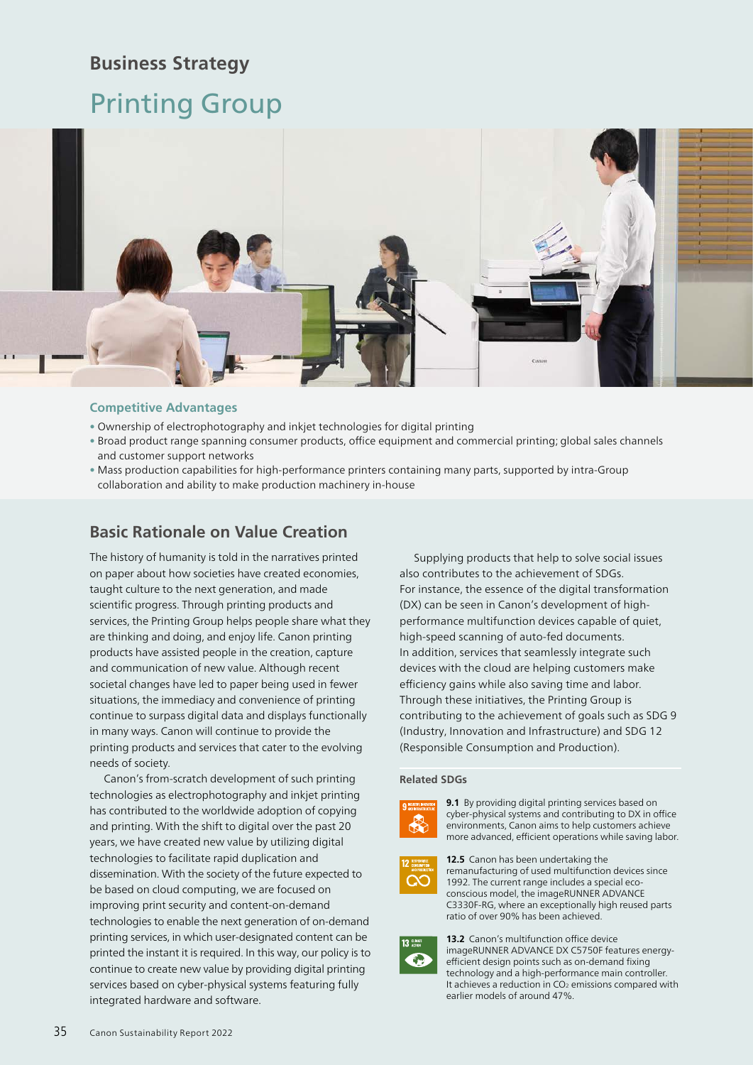## Business Strategy

# Printing Group

### Competitive Advantages

- Ownership of electrophotography and inkjet technologies for digital printing
- Broad product range spanning consumer products, office equipment and commercial printing; global sales channels and customer support networks
- Mass production capabilities for high-performance printers containing many parts, supported by intra-Group collaboration and ability to make production machinery in-house

## Basic Rationale on Value Creation

The history of humanity is told in the narratives printed on paper about how societies have created economies, taught culture to the next generation, and made scientific progress. Through printing products and services, the Printing Group helps people share what they are thinking and doing, and enjoy life. Canon printing products have assisted people in the creation, capture and communication of new value. Although recent societal changes have led to paper being used in fewer situations, the immediacy and convenience of printing continue to surpass digital data and displays functionally in many ways. Canon will continue to provide the printing products and services that cater to the evolving needs of society.

Canon's from-scratch development of such printing technologies as electrophotography and inkjet printing has contributed to the worldwide adoption of copying and printing. With the shift to digital over the past 20 years, we have created new value by utilizing digital technologies to facilitate rapid duplication and dissemination. With the society of the future expected to be based on cloud computing, we are focused on improving print security and content-on-demand technologies to enable the next generation of on-demand printing services, in which user-designated content can be printed the instant it is required. In this way, our policy is to continue to create new value by providing digital printing services based on cyber-physical systems featuring fully integrated hardware and software.

Supplying products that help to solve social issues also contributes to the achievement of SDGs. For instance, the essence of the digital transformation (DX) can be seen in Canon's development of high-performance multifunction devices capable of quiet, high-speed scanning of auto-fed documents. In addition, services that seamlessly integrate such devices with the cloud are helping customers make efficiency gains while also saving time and labor. Through these initiatives, the Printing Group is contributing to the achievement of goals such as SDG 9 (Industry, Innovation and Infrastructure) and SDG 12 (Responsible Consumption and Production).

### Related SDGs

**9.1** By providing digital printing services based on cyber-physical systems and contributing to DX in office environments, Canon aims to help customers achieve more advanced, efficient operations while saving labor.

**12.5** Canon has been undertaking the remanufacturing of used multifunction devices since 1992. The current range includes a special eco-conscious model, the imageRUNNER ADVANCE C3330F-RG, where an exceptionally high reused parts ratio of over 90% has been achieved.

**13.2** Canon's multifunction office device imageRUNNER ADVANCE DX C5750F features energy-efficient design points such as on-demand fixing technology and a high-performance main controller. It achieves a reduction in $CO_2$ emissions compared with earlier models of around 47%.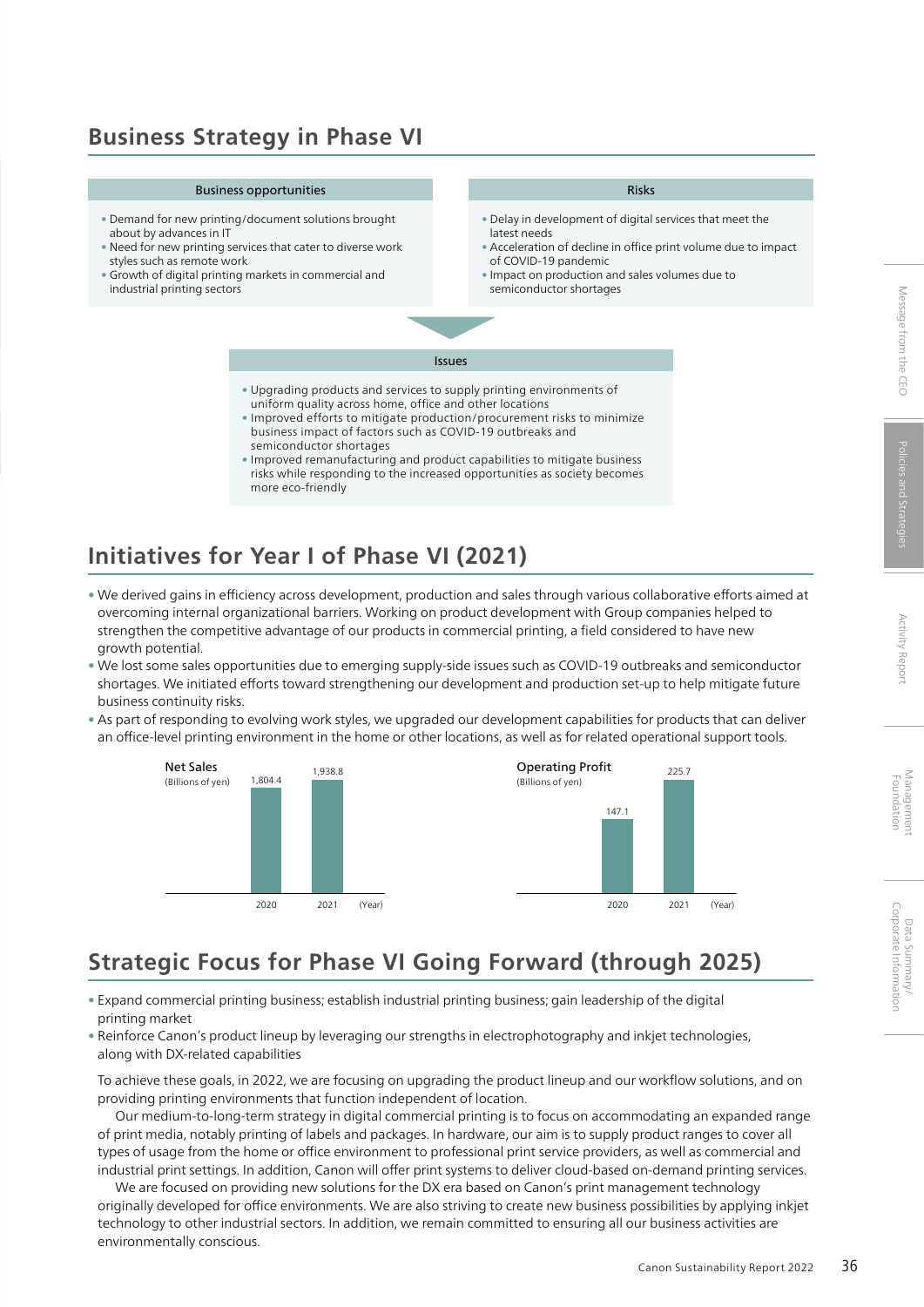## Business Strategy in Phase VI

**Business opportunities**

- Demand for new printing/document solutions brought about by advances in IT
- Need for new printing services that cater to diverse work styles such as remote work
- Growth of digital printing markets in commercial and industrial printing sectors

**Risks**

- Delay in development of digital services that meet the latest needs
- Acceleration of decline in office print volume due to impact of COVID-19 pandemic
- Impact on production and sales volumes due to semiconductor shortages

**Issues**

- Upgrading products and services to supply printing environments of uniform quality across home, office and other locations
- Improved efforts to mitigate production/procurement risks to minimize business impact of factors such as COVID-19 outbreaks and semiconductor shortages
- Improved remanufacturing and product capabilities to mitigate business risks while responding to the increased opportunities as society becomes more eco-friendly

## Initiatives for Year I of Phase VI (2021)

- We derived gains in efficiency across development, production and sales through various collaborative efforts aimed at overcoming internal organizational barriers. Working on product development with Group companies helped to strengthen the competitive advantage of our products in commercial printing, a field considered to have new growth potential.
- We lost some sales opportunities due to emerging supply-side issues such as COVID-19 outbreaks and semiconductor shortages. We initiated efforts toward strengthening our development and production set-up to help mitigate future business continuity risks.
- As part of responding to evolving work styles, we upgraded our development capabilities for products that can deliver an office-level printing environment in the home or other locations, as well as for related operational support tools.

**Net Sales** (Billions of yen)

| Year | Net Sales |
|---|---|
| 2020 | 1,804.4 |
| 2021 | 1,938.8 |

**Operating Profit** (Billions of yen)

| Year | Operating Profit |
|---|---|
| 2020 | 147.1 |
| 2021 | 225.7 |

## Strategic Focus for Phase VI Going Forward (through 2025)

- Expand commercial printing business; establish industrial printing business; gain leadership of the digital printing market
- Reinforce Canon's product lineup by leveraging our strengths in electrophotography and inkjet technologies, along with DX-related capabilities

To achieve these goals, in 2022, we are focusing on upgrading the product lineup and our workflow solutions, and on providing printing environments that function independent of location.

Our medium-to-long-term strategy in digital commercial printing is to focus on accommodating an expanded range of print media, notably printing of labels and packages. In hardware, our aim is to supply product ranges to cover all types of usage from the home or office environment to professional print service providers, as well as commercial and industrial print settings. In addition, Canon will offer print systems to deliver cloud-based on-demand printing services.

We are focused on providing new solutions for the DX era based on Canon's print management technology originally developed for office environments. We are also striving to create new business possibilities by applying inkjet technology to other industrial sectors. In addition, we remain committed to ensuring all our business activities are environmentally conscious.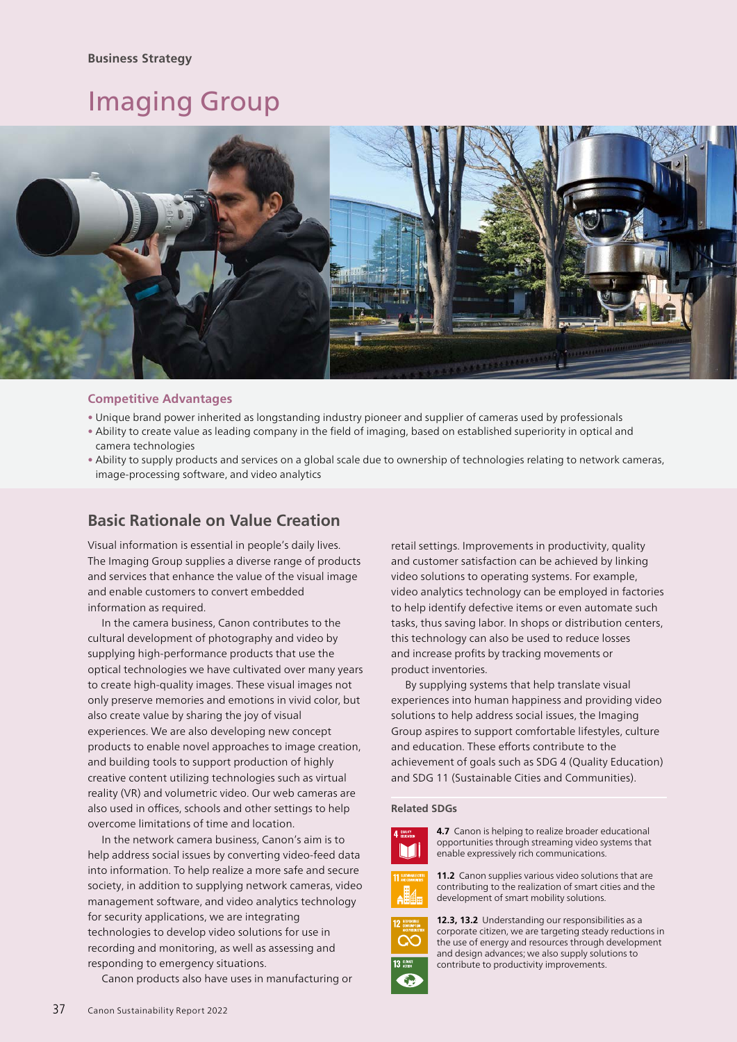Business Strategy

# Imaging Group

### Competitive Advantages

- Unique brand power inherited as longstanding industry pioneer and supplier of cameras used by professionals
- Ability to create value as leading company in the field of imaging, based on established superiority in optical and camera technologies
- Ability to supply products and services on a global scale due to ownership of technologies relating to network cameras, image-processing software, and video analytics

## Basic Rationale on Value Creation

Visual information is essential in people's daily lives. The Imaging Group supplies a diverse range of products and services that enhance the value of the visual image and enable customers to convert embedded information as required.

In the camera business, Canon contributes to the cultural development of photography and video by supplying high-performance products that use the optical technologies we have cultivated over many years to create high-quality images. These visual images not only preserve memories and emotions in vivid color, but also create value by sharing the joy of visual experiences. We are also developing new concept products to enable novel approaches to image creation, and building tools to support production of highly creative content utilizing technologies such as virtual reality (VR) and volumetric video. Our web cameras are also used in offices, schools and other settings to help overcome limitations of time and location.

In the network camera business, Canon's aim is to help address social issues by converting video-feed data into information. To help realize a more safe and secure society, in addition to supplying network cameras, video management software, and video analytics technology for security applications, we are integrating technologies to develop video solutions for use in recording and monitoring, as well as assessing and responding to emergency situations.

Canon products also have uses in manufacturing or retail settings. Improvements in productivity, quality and customer satisfaction can be achieved by linking video solutions to operating systems. For example, video analytics technology can be employed in factories to help identify defective items or even automate such tasks, thus saving labor. In shops or distribution centers, this technology can also be used to reduce losses and increase profits by tracking movements or product inventories.

By supplying systems that help translate visual experiences into human happiness and providing video solutions to help address social issues, the Imaging Group aspires to support comfortable lifestyles, culture and education. These efforts contribute to the achievement of goals such as SDG 4 (Quality Education) and SDG 11 (Sustainable Cities and Communities).

### Related SDGs

**4.7** Canon is helping to realize broader educational opportunities through streaming video systems that enable expressively rich communications.

**11.2** Canon supplies various video solutions that are contributing to the realization of smart cities and the development of smart mobility solutions.

**12.3, 13.2** Understanding our responsibilities as a corporate citizen, we are targeting steady reductions in the use of energy and resources through development and design advances; we also supply solutions to contribute to productivity improvements.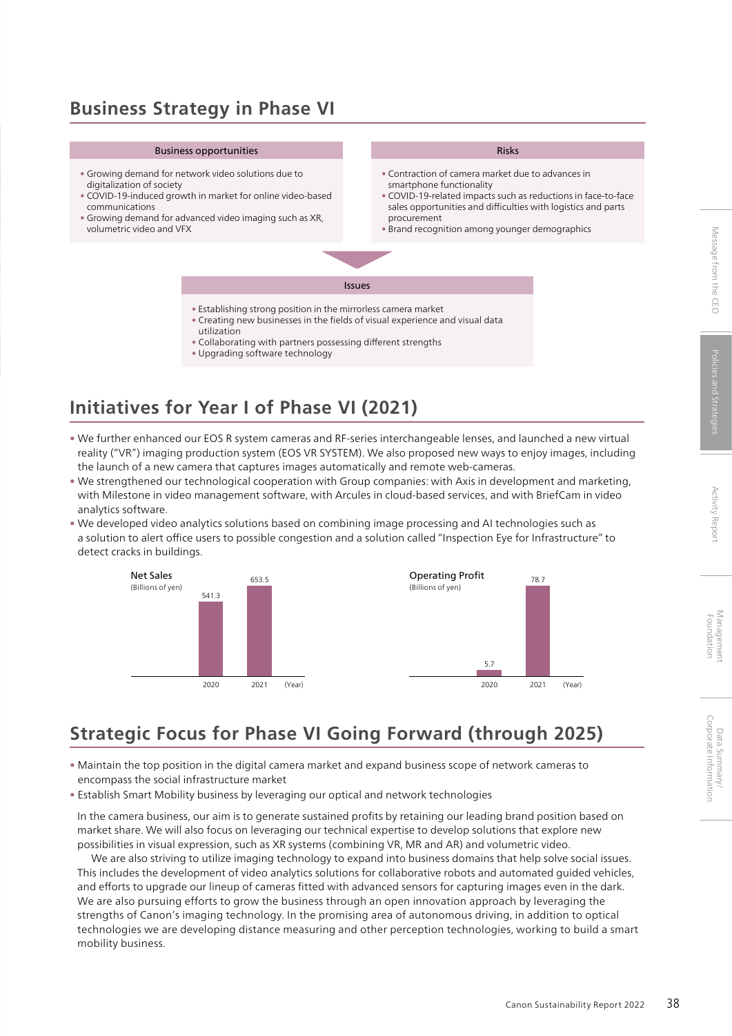## Business Strategy in Phase VI

**Business opportunities**

- Growing demand for network video solutions due to digitalization of society
- COVID-19-induced growth in market for online video-based communications
- Growing demand for advanced video imaging such as XR, volumetric video and VFX

**Risks**

- Contraction of camera market due to advances in smartphone functionality
- COVID-19-related impacts such as reductions in face-to-face sales opportunities and difficulties with logistics and parts procurement
- Brand recognition among younger demographics

**Issues**

- Establishing strong position in the mirrorless camera market
- Creating new businesses in the fields of visual experience and visual data utilization
- Collaborating with partners possessing different strengths
- Upgrading software technology

## Initiatives for Year I of Phase VI (2021)

- We further enhanced our EOS R system cameras and RF-series interchangeable lenses, and launched a new virtual reality ("VR") imaging production system (EOS VR SYSTEM). We also proposed new ways to enjoy images, including the launch of a new camera that captures images automatically and remote web-cameras.
- We strengthened our technological cooperation with Group companies: with Axis in development and marketing, with Milestone in video management software, with Arcules in cloud-based services, and with BriefCam in video analytics software.
- We developed video analytics solutions based on combining image processing and AI technologies such as a solution to alert office users to possible congestion and a solution called "Inspection Eye for Infrastructure" to detect cracks in buildings.

**Net Sales** (Billions of yen)

| Year | Net Sales |
|---|---|
| 2020 | 541.3 |
| 2021 | 653.5 |

**Operating Profit** (Billions of yen)

| Year | Operating Profit |
|---|---|
| 2020 | 5.7 |
| 2021 | 78.7 |

## Strategic Focus for Phase VI Going Forward (through 2025)

- Maintain the top position in the digital camera market and expand business scope of network cameras to encompass the social infrastructure market
- Establish Smart Mobility business by leveraging our optical and network technologies

In the camera business, our aim is to generate sustained profits by retaining our leading brand position based on market share. We will also focus on leveraging our technical expertise to develop solutions that explore new possibilities in visual expression, such as XR systems (combining VR, MR and AR) and volumetric video.

We are also striving to utilize imaging technology to expand into business domains that help solve social issues. This includes the development of video analytics solutions for collaborative robots and automated guided vehicles, and efforts to upgrade our lineup of cameras fitted with advanced sensors for capturing images even in the dark. We are also pursuing efforts to grow the business through an open innovation approach by leveraging the strengths of Canon's imaging technology. In the promising area of autonomous driving, in addition to optical technologies we are developing distance measuring and other perception technologies, working to build a smart mobility business.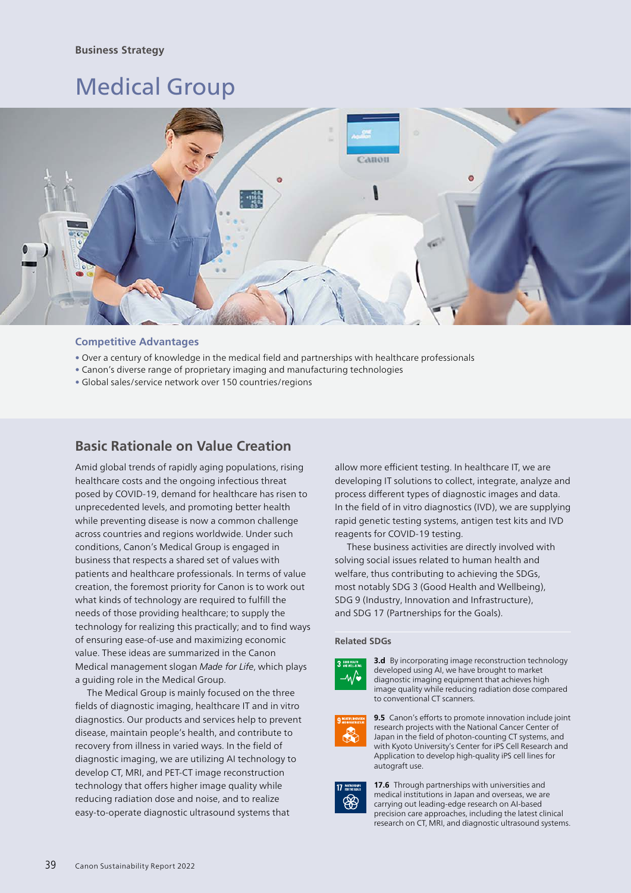Business Strategy

# Medical Group

### Competitive Advantages

- Over a century of knowledge in the medical field and partnerships with healthcare professionals
- Canon's diverse range of proprietary imaging and manufacturing technologies
- Global sales/service network over 150 countries/regions

## Basic Rationale on Value Creation

Amid global trends of rapidly aging populations, rising healthcare costs and the ongoing infectious threat posed by COVID-19, demand for healthcare has risen to unprecedented levels, and promoting better health while preventing disease is now a common challenge across countries and regions worldwide. Under such conditions, Canon's Medical Group is engaged in business that respects a shared set of values with patients and healthcare professionals. In terms of value creation, the foremost priority for Canon is to work out what kinds of technology are required to fulfill the needs of those providing healthcare; to supply the technology for realizing this practically; and to find ways of ensuring ease-of-use and maximizing economic value. These ideas are summarized in the Canon Medical management slogan *Made for Life*, which plays a guiding role in the Medical Group.

The Medical Group is mainly focused on the three fields of diagnostic imaging, healthcare IT and in vitro diagnostics. Our products and services help to prevent disease, maintain people's health, and contribute to recovery from illness in varied ways. In the field of diagnostic imaging, we are utilizing AI technology to develop CT, MRI, and PET-CT image reconstruction technology that offers higher image quality while reducing radiation dose and noise, and to realize easy-to-operate diagnostic ultrasound systems that allow more efficient testing. In healthcare IT, we are developing IT solutions to collect, integrate, analyze and process different types of diagnostic images and data. In the field of in vitro diagnostics (IVD), we are supplying rapid genetic testing systems, antigen test kits and IVD reagents for COVID-19 testing.

These business activities are directly involved with solving social issues related to human health and welfare, thus contributing to achieving the SDGs, most notably SDG 3 (Good Health and Wellbeing), SDG 9 (Industry, Innovation and Infrastructure), and SDG 17 (Partnerships for the Goals).

### Related SDGs

**3.d** By incorporating image reconstruction technology developed using AI, we have brought to market diagnostic imaging equipment that achieves high image quality while reducing radiation dose compared to conventional CT scanners.

**9.5** Canon's efforts to promote innovation include joint research projects with the National Cancer Center of Japan in the field of photon-counting CT systems, and with Kyoto University's Center for iPS Cell Research and Application to develop high-quality iPS cell lines for autograft use.

**17.6** Through partnerships with universities and medical institutions in Japan and overseas, we are carrying out leading-edge research on AI-based precision care approaches, including the latest clinical research on CT, MRI, and diagnostic ultrasound systems.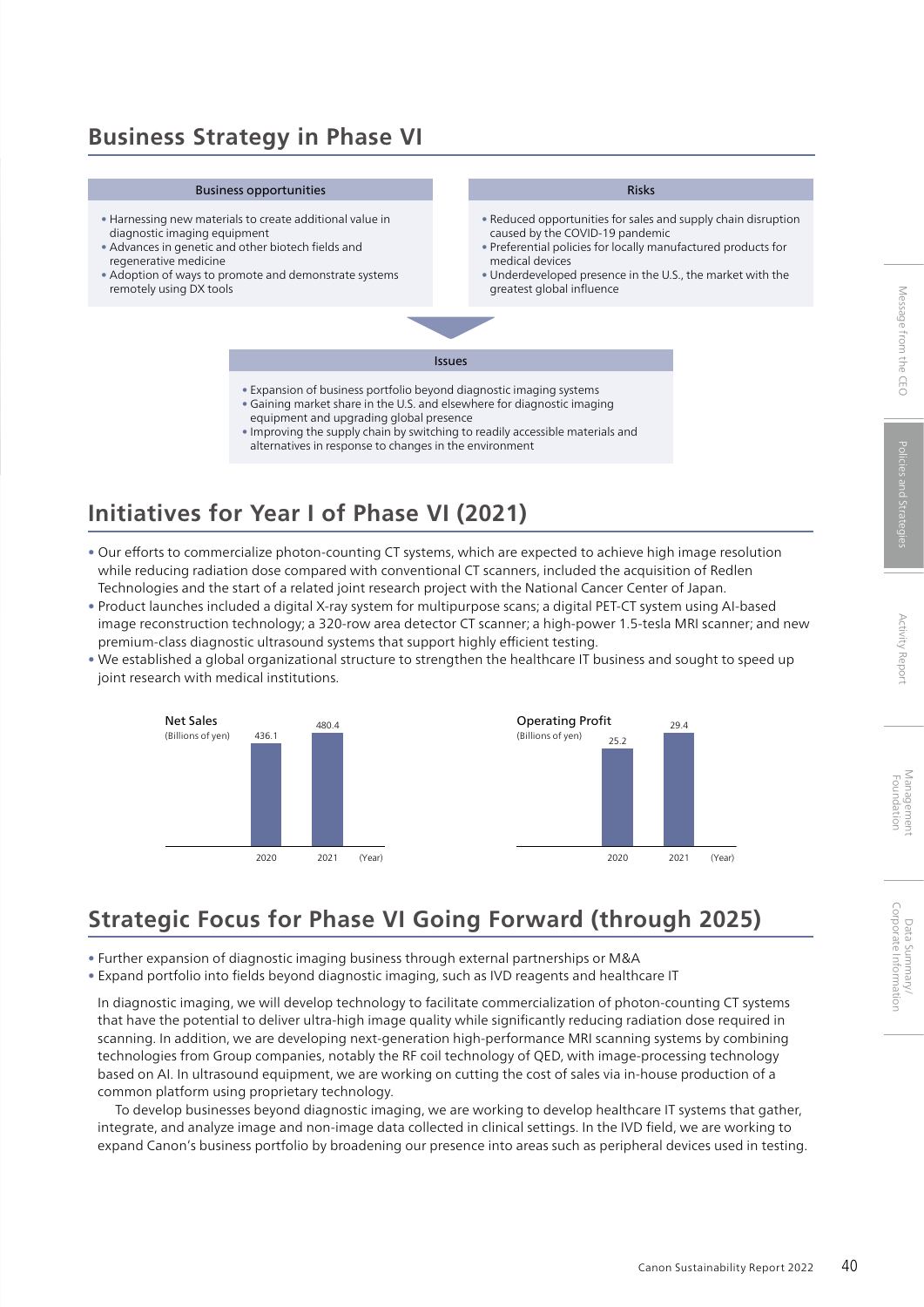## Business Strategy in Phase VI

**Business opportunities**

- Harnessing new materials to create additional value in diagnostic imaging equipment
- Advances in genetic and other biotech fields and regenerative medicine
- Adoption of ways to promote and demonstrate systems remotely using DX tools

**Risks**

- Reduced opportunities for sales and supply chain disruption caused by the COVID-19 pandemic
- Preferential policies for locally manufactured products for medical devices
- Underdeveloped presence in the U.S., the market with the greatest global influence

**Issues**

- Expansion of business portfolio beyond diagnostic imaging systems
- Gaining market share in the U.S. and elsewhere for diagnostic imaging equipment and upgrading global presence
- Improving the supply chain by switching to readily accessible materials and alternatives in response to changes in the environment

## Initiatives for Year I of Phase VI (2021)

- Our efforts to commercialize photon-counting CT systems, which are expected to achieve high image resolution while reducing radiation dose compared with conventional CT scanners, included the acquisition of Redlen Technologies and the start of a related joint research project with the National Cancer Center of Japan.
- Product launches included a digital X-ray system for multipurpose scans; a digital PET-CT system using AI-based image reconstruction technology; a 320-row area detector CT scanner; a high-power 1.5-tesla MRI scanner; and new premium-class diagnostic ultrasound systems that support highly efficient testing.
- We established a global organizational structure to strengthen the healthcare IT business and sought to speed up joint research with medical institutions.

**Net Sales** (Billions of yen)

| Year | Net Sales |
|---|---|
| 2020 | 436.1 |
| 2021 | 480.4 |

**Operating Profit** (Billions of yen)

| Year | Operating Profit |
|---|---|
| 2020 | 25.2 |
| 2021 | 29.4 |

## Strategic Focus for Phase VI Going Forward (through 2025)

- Further expansion of diagnostic imaging business through external partnerships or M&A
- Expand portfolio into fields beyond diagnostic imaging, such as IVD reagents and healthcare IT

In diagnostic imaging, we will develop technology to facilitate commercialization of photon-counting CT systems that have the potential to deliver ultra-high image quality while significantly reducing radiation dose required in scanning. In addition, we are developing next-generation high-performance MRI scanning systems by combining technologies from Group companies, notably the RF coil technology of QED, with image-processing technology based on AI. In ultrasound equipment, we are working on cutting the cost of sales via in-house production of a common platform using proprietary technology.

To develop businesses beyond diagnostic imaging, we are working to develop healthcare IT systems that gather, integrate, and analyze image and non-image data collected in clinical settings. In the IVD field, we are working to expand Canon's business portfolio by broadening our presence into areas such as peripheral devices used in testing.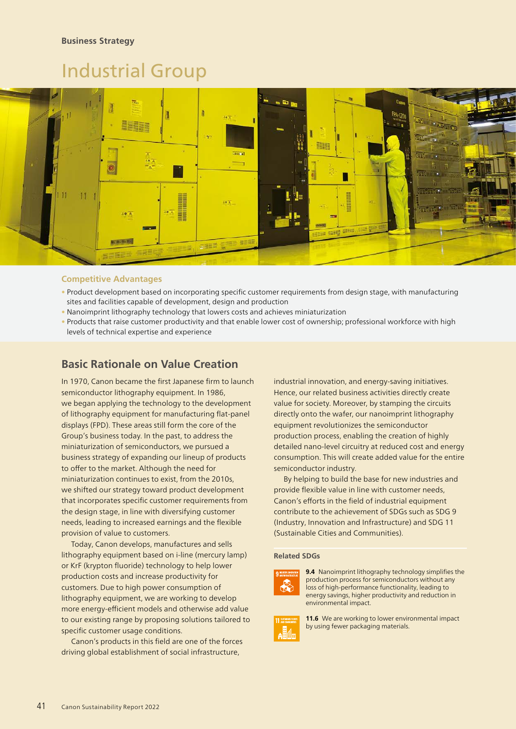Business Strategy

# Industrial Group

### Competitive Advantages

- Product development based on incorporating specific customer requirements from design stage, with manufacturing sites and facilities capable of development, design and production
- Nanoimprint lithography technology that lowers costs and achieves miniaturization
- Products that raise customer productivity and that enable lower cost of ownership; professional workforce with high levels of technical expertise and experience

## Basic Rationale on Value Creation

In 1970, Canon became the first Japanese firm to launch semiconductor lithography equipment. In 1986, we began applying the technology to the development of lithography equipment for manufacturing flat-panel displays (FPD). These areas still form the core of the Group's business today. In the past, to address the miniaturization of semiconductors, we pursued a business strategy of expanding our lineup of products to offer to the market. Although the need for miniaturization continues to exist, from the 2010s, we shifted our strategy toward product development that incorporates specific customer requirements from the design stage, in line with diversifying customer needs, leading to increased earnings and the flexible provision of value to customers.

Today, Canon develops, manufactures and sells lithography equipment based on i-line (mercury lamp) or KrF (krypton fluoride) technology to help lower production costs and increase productivity for customers. Due to high power consumption of lithography equipment, we are working to develop more energy-efficient models and otherwise add value to our existing range by proposing solutions tailored to specific customer usage conditions.

Canon's products in this field are one of the forces driving global establishment of social infrastructure, industrial innovation, and energy-saving initiatives. Hence, our related business activities directly create value for society. Moreover, by stamping the circuits directly onto the wafer, our nanoimprint lithography equipment revolutionizes the semiconductor production process, enabling the creation of highly detailed nano-level circuitry at reduced cost and energy consumption. This will create added value for the entire semiconductor industry.

By helping to build the base for new industries and provide flexible value in line with customer needs, Canon's efforts in the field of industrial equipment contribute to the achievement of SDGs such as SDG 9 (Industry, Innovation and Infrastructure) and SDG 11 (Sustainable Cities and Communities).

### Related SDGs

**9.4** Nanoimprint lithography technology simplifies the production process for semiconductors without any loss of high-performance functionality, leading to energy savings, higher productivity and reduction in environmental impact.

**11.6** We are working to lower environmental impact by using fewer packaging materials.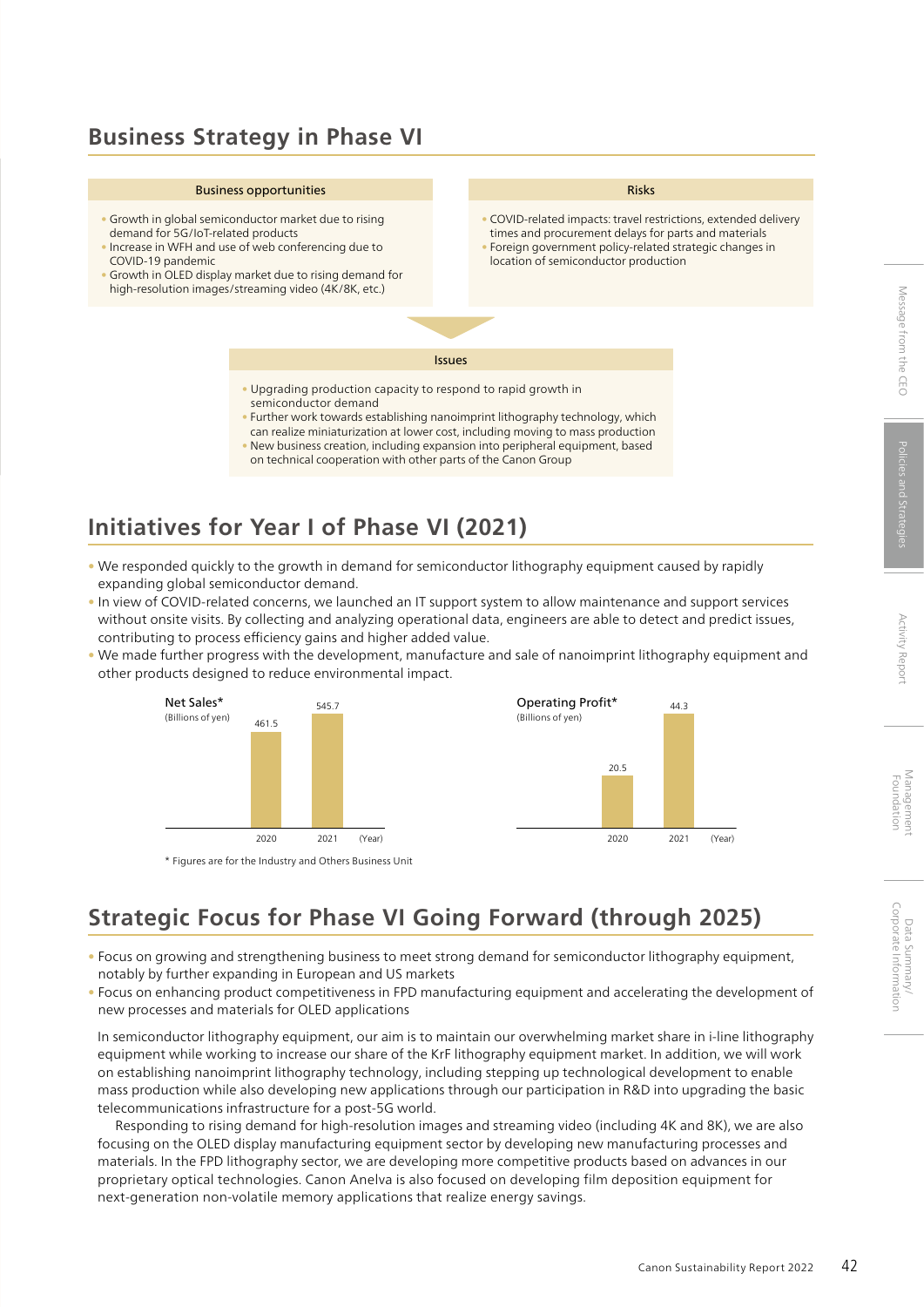## Business Strategy in Phase VI

**Business opportunities**

- Growth in global semiconductor market due to rising demand for 5G/IoT-related products
- Increase in WFH and use of web conferencing due to COVID-19 pandemic
- Growth in OLED display market due to rising demand for high-resolution images/streaming video (4K/8K, etc.)

**Risks**

- COVID-related impacts: travel restrictions, extended delivery times and procurement delays for parts and materials
- Foreign government policy-related strategic changes in location of semiconductor production

**Issues**

- Upgrading production capacity to respond to rapid growth in semiconductor demand
- Further work towards establishing nanoimprint lithography technology, which can realize miniaturization at lower cost, including moving to mass production
- New business creation, including expansion into peripheral equipment, based on technical cooperation with other parts of the Canon Group

## Initiatives for Year I of Phase VI (2021)

- We responded quickly to the growth in demand for semiconductor lithography equipment caused by rapidly expanding global semiconductor demand.
- In view of COVID-related concerns, we launched an IT support system to allow maintenance and support services without onsite visits. By collecting and analyzing operational data, engineers are able to detect and predict issues, contributing to process efficiency gains and higher added value.
- We made further progress with the development, manufacture and sale of nanoimprint lithography equipment and other products designed to reduce environmental impact.

Net Sales*
(Billions of yen)
461.5
545.7
2020
2021
(Year)

Operating Profit*
(Billions of yen)
20.5
44.3
2020
2021
(Year)

* Figures are for the Industry and Others Business Unit

## Strategic Focus for Phase VI Going Forward (through 2025)

- Focus on growing and strengthening business to meet strong demand for semiconductor lithography equipment, notably by further expanding in European and US markets
- Focus on enhancing product competitiveness in FPD manufacturing equipment and accelerating the development of new processes and materials for OLED applications

In semiconductor lithography equipment, our aim is to maintain our overwhelming market share in i-line lithography equipment while working to increase our share of the KrF lithography equipment market. In addition, we will work on establishing nanoimprint lithography technology, including stepping up technological development to enable mass production while also developing new applications through our participation in R&D into upgrading the basic telecommunications infrastructure for a post-5G world.

Responding to rising demand for high-resolution images and streaming video (including 4K and 8K), we are also focusing on the OLED display manufacturing equipment sector by developing new manufacturing processes and materials. In the FPD lithography sector, we are developing more competitive products based on advances in our proprietary optical technologies. Canon Anelva is also focused on developing film deposition equipment for next-generation non-volatile memory applications that realize energy savings.